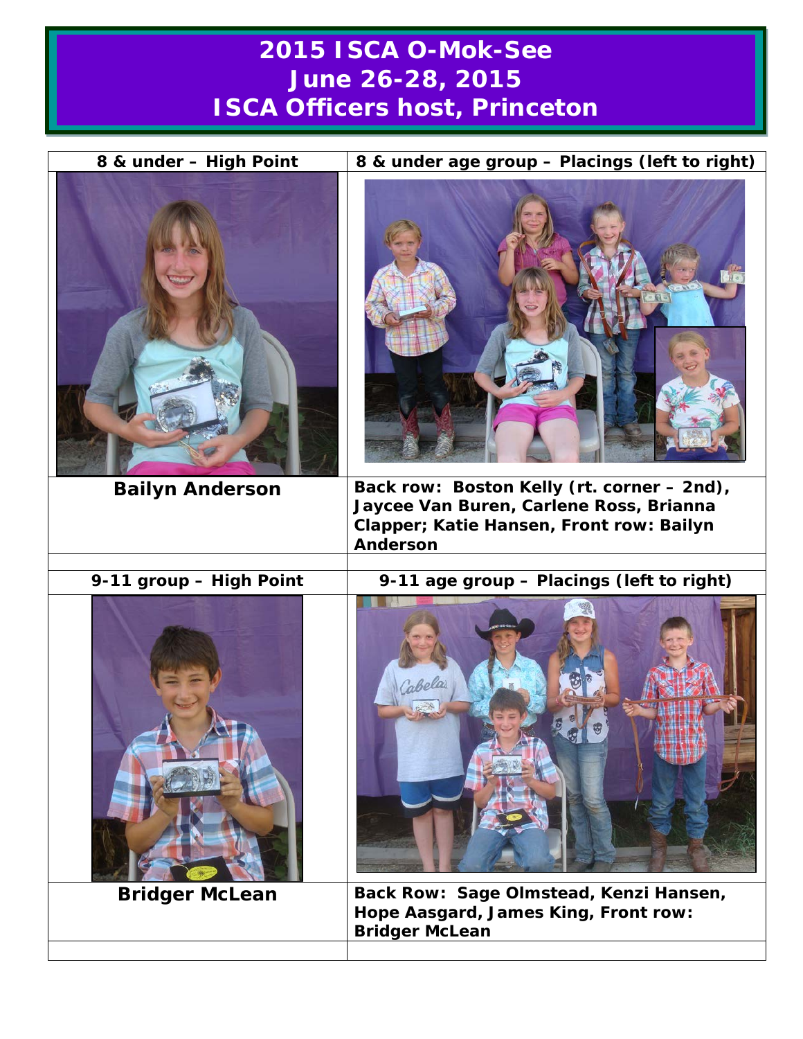# 2015 ISCA O-Mok-See
# June 26-28, 2015
# ISCA Officers host, Princeton

| 8 & under – High Point | 8 & under age group – Placings (left to right) |
|---|---|
| **Bailyn Anderson** | **Back row: Boston Kelly (rt. corner – 2nd), Jaycee Van Buren, Carlene Ross, Brianna Clapper; Katie Hansen, Front row: Bailyn Anderson** |
| | |
| **9-11 group – High Point** | **9-11 age group – Placings (left to right)** |
| **Bridger McLean** | **Back Row: Sage Olmstead, Kenzi Hansen, Hope Aasgard, James King, Front row: Bridger McLean** |
| | |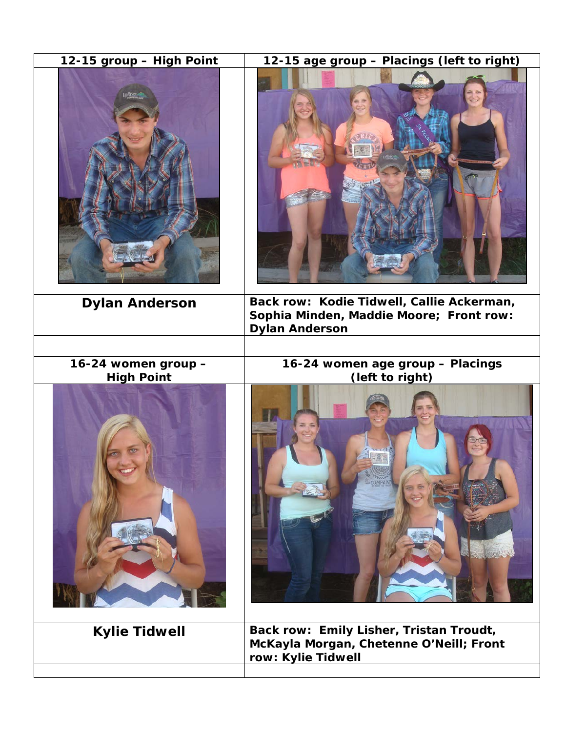| 12-15 group – High Point | 12-15 age group – Placings (left to right) |
| --- | --- |
| | |
| **Dylan Anderson** | **Back row: Kodie Tidwell, Callie Ackerman, Sophia Minden, Maddie Moore; Front row: Dylan Anderson** |
| | |
| **16-24 women group – High Point** | **16-24 women age group – Placings (left to right)** |
| | |
| **Kylie Tidwell** | **Back row: Emily Lisher, Tristan Troudt, McKayla Morgan, Chetenne O'Neill; Front row: Kylie Tidwell** |
| | |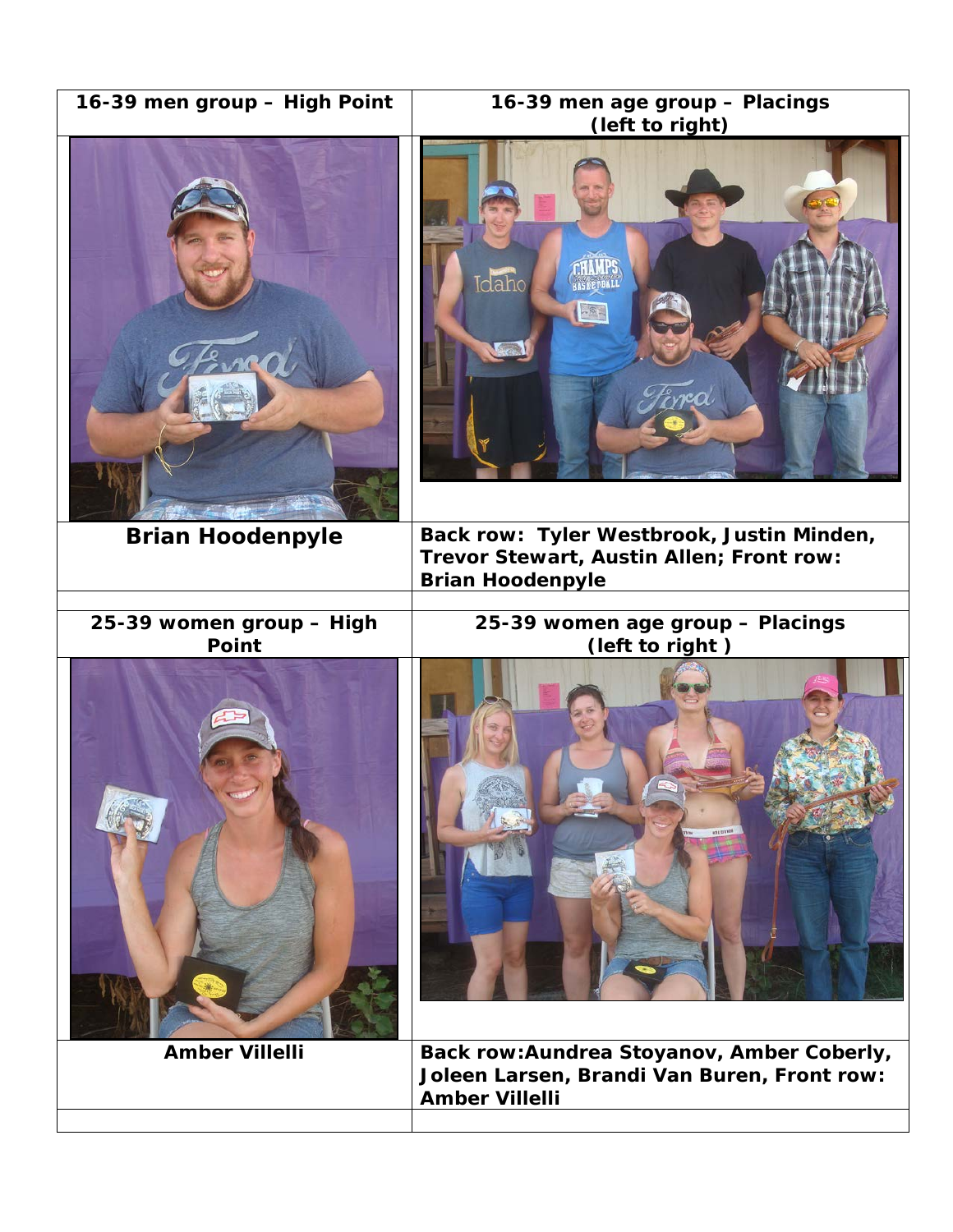| 16-39 men group – High Point | 16-39 men age group – Placings (left to right) |
| --- | --- |
| | |
| **Brian Hoodenpyle** | **Back row: Tyler Westbrook, Justin Minden, Trevor Stewart, Austin Allen; Front row: Brian Hoodenpyle** |
| | |
| **25-39 women group – High Point** | **25-39 women age group – Placings (left to right )** |
| | |
| **Amber Villelli** | **Back row:Aundrea Stoyanov, Amber Coberly, Joleen Larsen, Brandi Van Buren, Front row: Amber Villelli** |
| | |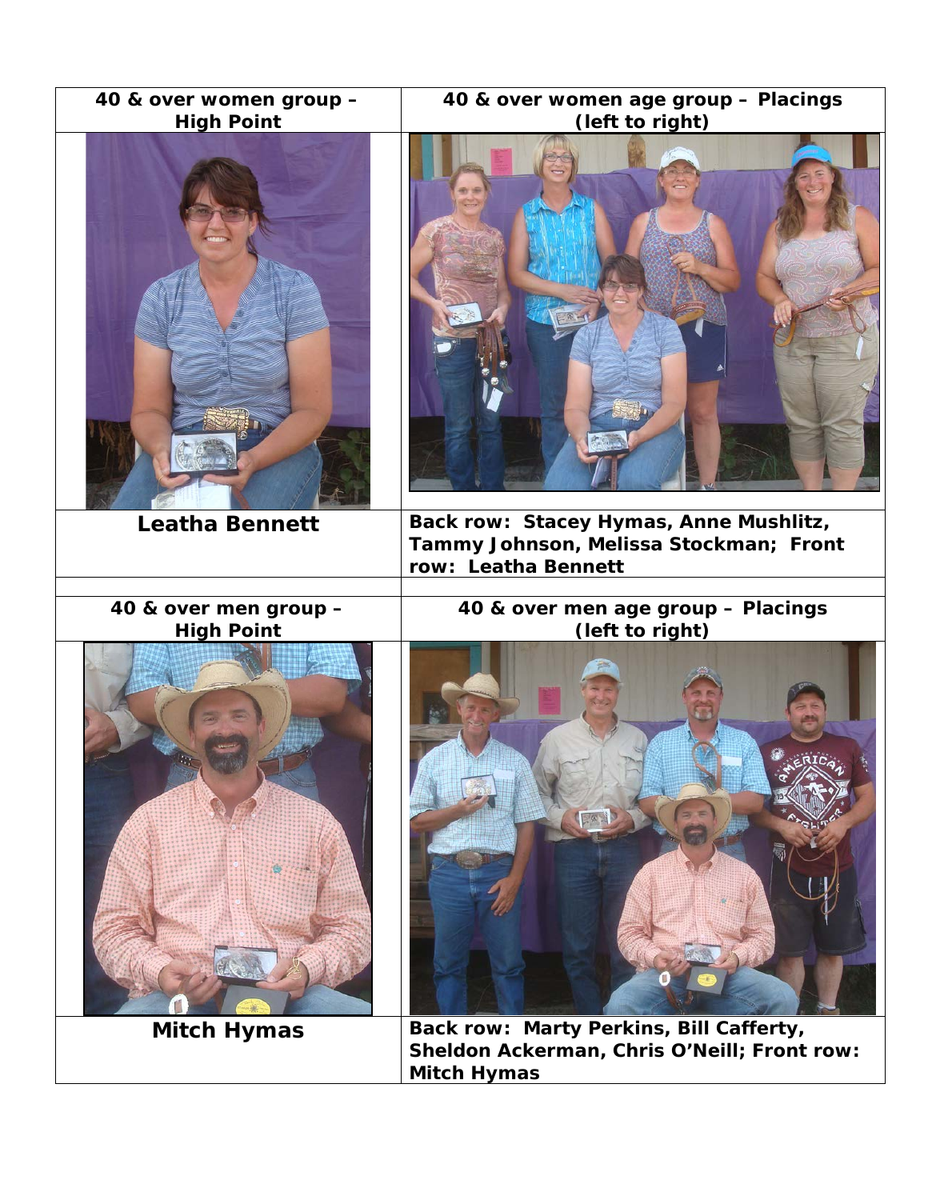| 40 & over women group – High Point | 40 & over women age group – Placings (left to right) |
| --- | --- |
| **Leatha Bennett** | **Back row: Stacey Hymas, Anne Mushlitz, Tammy Johnson, Melissa Stockman; Front row: Leatha Bennett** |
| | |
| **40 & over men group – High Point** | **40 & over men age group – Placings (left to right)** |
| **Mitch Hymas** | **Back row: Marty Perkins, Bill Cafferty, Sheldon Ackerman, Chris O'Neill; Front row: Mitch Hymas** |